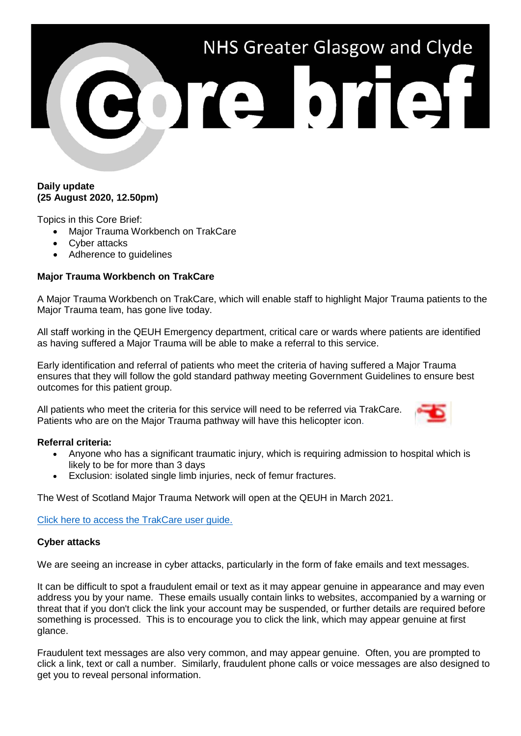# NHS Greater Glasgow and Clyde Core brief

**Daily update**
**(25 August 2020, 12.50pm)**

Topics in this Core Brief:

- Major Trauma Workbench on TrakCare
- Cyber attacks
- Adherence to guidelines

**Major Trauma Workbench on TrakCare**

A Major Trauma Workbench on TrakCare, which will enable staff to highlight Major Trauma patients to the Major Trauma team, has gone live today.

All staff working in the QEUH Emergency department, critical care or wards where patients are identified as having suffered a Major Trauma will be able to make a referral to this service.

Early identification and referral of patients who meet the criteria of having suffered a Major Trauma ensures that they will follow the gold standard pathway meeting Government Guidelines to ensure best outcomes for this patient group.

All patients who meet the criteria for this service will need to be referred via TrakCare. Patients who are on the Major Trauma pathway will have this helicopter icon.

**Referral criteria:**

- Anyone who has a significant traumatic injury, which is requiring admission to hospital which is likely to be for more than 3 days
- Exclusion: isolated single limb injuries, neck of femur fractures.

The West of Scotland Major Trauma Network will open at the QEUH in March 2021.

[Click here to access the TrakCare user guide.]

**Cyber attacks**

We are seeing an increase in cyber attacks, particularly in the form of fake emails and text messages.

It can be difficult to spot a fraudulent email or text as it may appear genuine in appearance and may even address you by your name. These emails usually contain links to websites, accompanied by a warning or threat that if you don't click the link your account may be suspended, or further details are required before something is processed. This is to encourage you to click the link, which may appear genuine at first glance.

Fraudulent text messages are also very common, and may appear genuine. Often, you are prompted to click a link, text or call a number. Similarly, fraudulent phone calls or voice messages are also designed to get you to reveal personal information.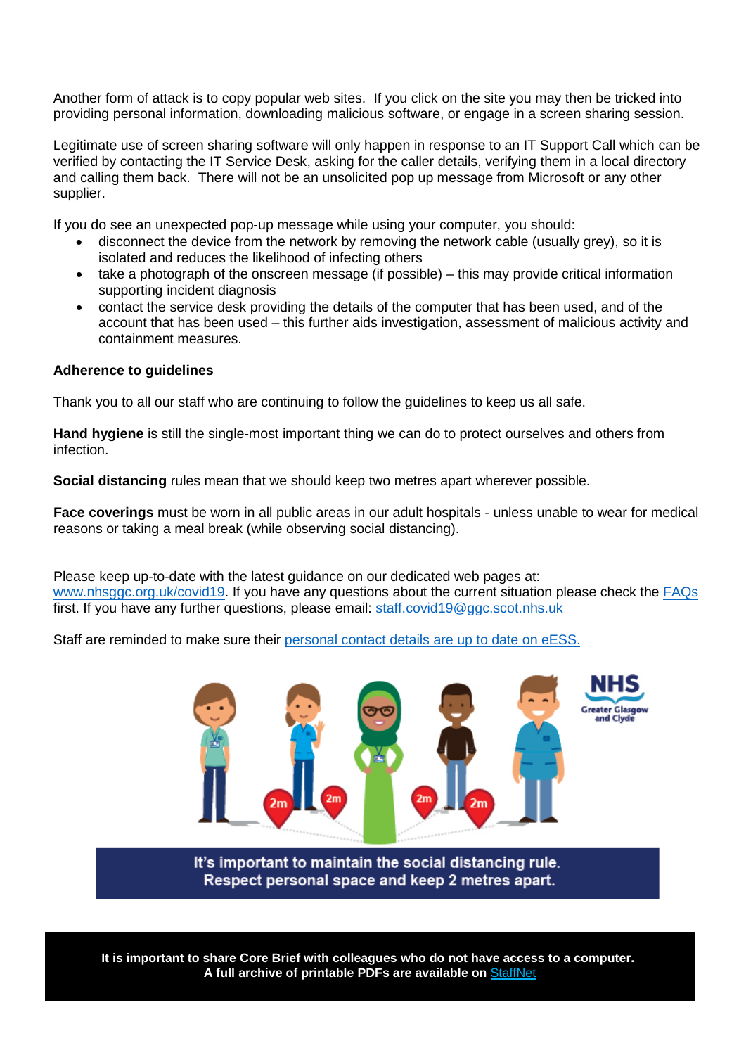Another form of attack is to copy popular web sites. If you click on the site you may then be tricked into providing personal information, downloading malicious software, or engage in a screen sharing session.

Legitimate use of screen sharing software will only happen in response to an IT Support Call which can be verified by contacting the IT Service Desk, asking for the caller details, verifying them in a local directory and calling them back. There will not be an unsolicited pop up message from Microsoft or any other supplier.

If you do see an unexpected pop-up message while using your computer, you should:

- disconnect the device from the network by removing the network cable (usually grey), so it is isolated and reduces the likelihood of infecting others
- take a photograph of the onscreen message (if possible) – this may provide critical information supporting incident diagnosis
- contact the service desk providing the details of the computer that has been used, and of the account that has been used – this further aids investigation, assessment of malicious activity and containment measures.

**Adherence to guidelines**

Thank you to all our staff who are continuing to follow the guidelines to keep us all safe.

**Hand hygiene** is still the single-most important thing we can do to protect ourselves and others from infection.

**Social distancing** rules mean that we should keep two metres apart wherever possible.

**Face coverings** must be worn in all public areas in our adult hospitals - unless unable to wear for medical reasons or taking a meal break (while observing social distancing).

Please keep up-to-date with the latest guidance on our dedicated web pages at: [www.nhsggc.org.uk/covid19](www.nhsggc.org.uk/covid19). If you have any questions about the current situation please check the FAQs first. If you have any further questions, please email: staff.covid19@ggc.scot.nhs.uk

Staff are reminded to make sure their personal contact details are up to date on eSS.

2m 2m 2m 2m

NHS Greater Glasgow and Clyde

**It's important to maintain the social distancing rule. Respect personal space and keep 2 metres apart.**

**It is important to share Core Brief with colleagues who do not have access to a computer. A full archive of printable PDFs are available on StaffNet**